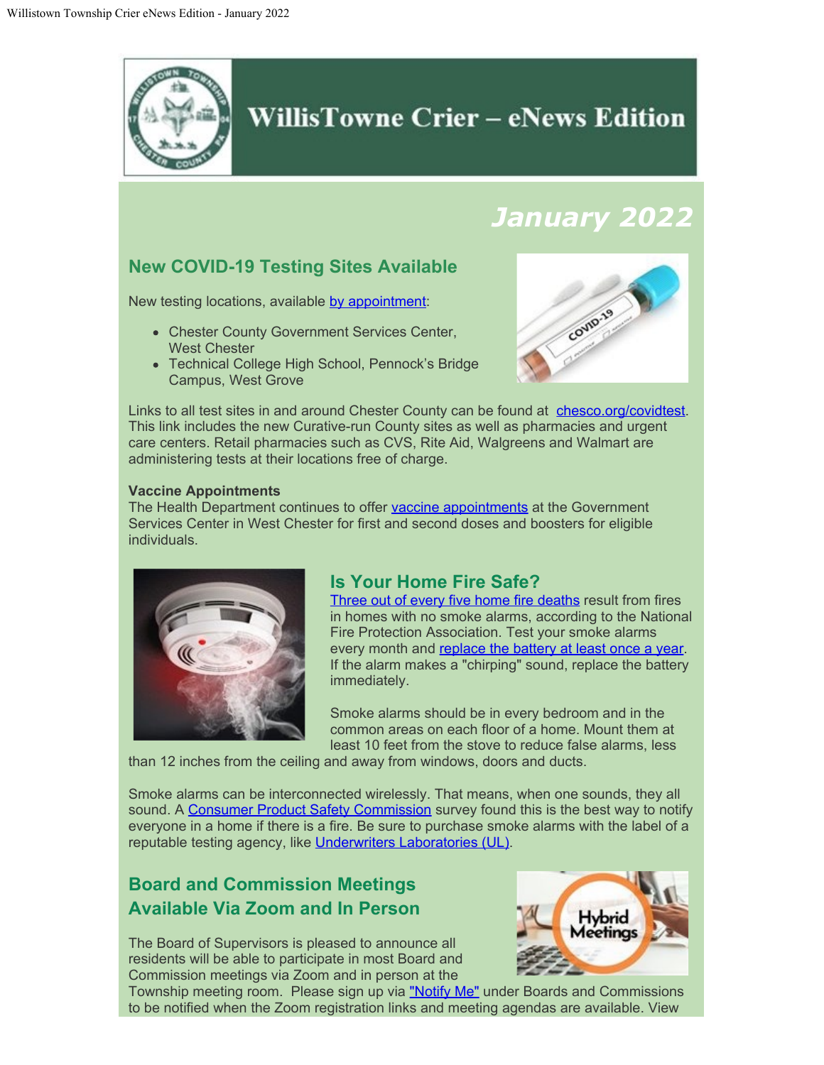# WillisTowne Crier – eNews Edition

## January 2022

### New COVID-19 Testing Sites Available

New testing locations, available by appointment:

- Chester County Government Services Center, West Chester
- Technical College High School, Pennock's Bridge Campus, West Grove

Links to all test sites in and around Chester County can be found at chesco.org/covidtest. This link includes the new Curative-run County sites as well as pharmacies and urgent care centers. Retail pharmacies such as CVS, Rite Aid, Walgreens and Walmart are administering tests at their locations free of charge.

**Vaccine Appointments**

The Health Department continues to offer vaccine appointments at the Government Services Center in West Chester for first and second doses and boosters for eligible individuals.

### Is Your Home Fire Safe?

Three out of every five home fire deaths result from fires in homes with no smoke alarms, according to the National Fire Protection Association. Test your smoke alarms every month and replace the battery at least once a year. If the alarm makes a "chirping" sound, replace the battery immediately.

Smoke alarms should be in every bedroom and in the common areas on each floor of a home. Mount them at least 10 feet from the stove to reduce false alarms, less than 12 inches from the ceiling and away from windows, doors and ducts.

Smoke alarms can be interconnected wirelessly. That means, when one sounds, they all sound. A Consumer Product Safety Commission survey found this is the best way to notify everyone in a home if there is a fire. Be sure to purchase smoke alarms with the label of a reputable testing agency, like Underwriters Laboratories (UL).

### Board and Commission Meetings Available Via Zoom and In Person

The Board of Supervisors is pleased to announce all residents will be able to participate in most Board and Commission meetings via Zoom and in person at the Township meeting room. Please sign up via "Notify Me" under Boards and Commissions to be notified when the Zoom registration links and meeting agendas are available. View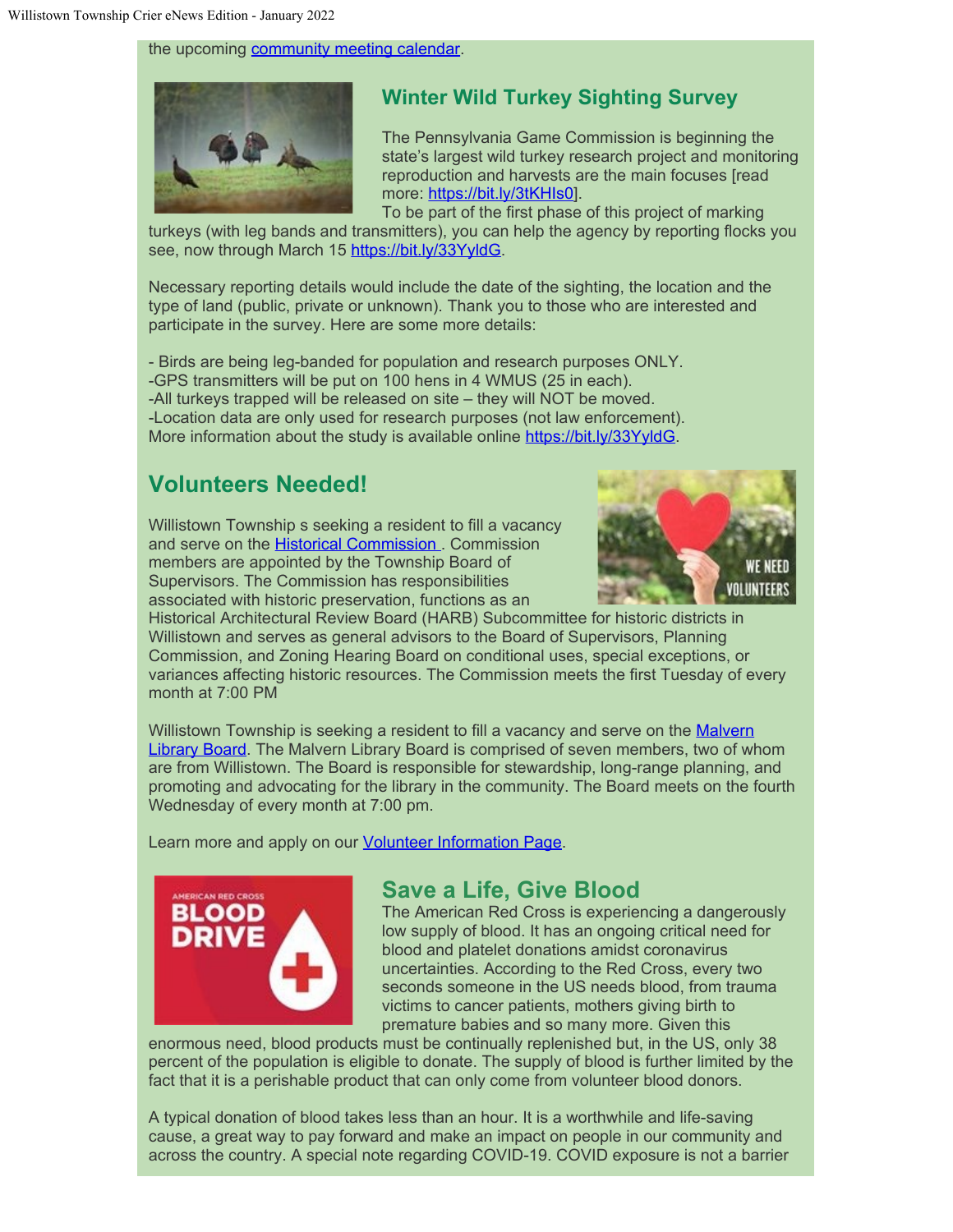the upcoming community meeting calendar.

## Winter Wild Turkey Sighting Survey

The Pennsylvania Game Commission is beginning the state's largest wild turkey research project and monitoring reproduction and harvests are the main focuses [read more: https://bit.ly/3tKHIs0].

To be part of the first phase of this project of marking turkeys (with leg bands and transmitters), you can help the agency by reporting flocks you see, now through March 15 https://bit.ly/33YyldG.

Necessary reporting details would include the date of the sighting, the location and the type of land (public, private or unknown). Thank you to those who are interested and participate in the survey. Here are some more details:

- Birds are being leg-banded for population and research purposes ONLY.
-GPS transmitters will be put on 100 hens in 4 WMUS (25 in each).
-All turkeys trapped will be released on site – they will NOT be moved.
-Location data are only used for research purposes (not law enforcement).

More information about the study is available online https://bit.ly/33YyldG.

## Volunteers Needed!

Willistown Township s seeking a resident to fill a vacancy and serve on the Historical Commission . Commission members are appointed by the Township Board of Supervisors. The Commission has responsibilities associated with historic preservation, functions as an Historical Architectural Review Board (HARB) Subcommittee for historic districts in Willistown and serves as general advisors to the Board of Supervisors, Planning Commission, and Zoning Hearing Board on conditional uses, special exceptions, or variances affecting historic resources. The Commission meets the first Tuesday of every month at 7:00 PM

Willistown Township is seeking a resident to fill a vacancy and serve on the Malvern Library Board. The Malvern Library Board is comprised of seven members, two of whom are from Willistown. The Board is responsible for stewardship, long-range planning, and promoting and advocating for the library in the community. The Board meets on the fourth Wednesday of every month at 7:00 pm.

Learn more and apply on our Volunteer Information Page.

## Save a Life, Give Blood

The American Red Cross is experiencing a dangerously low supply of blood. It has an ongoing critical need for blood and platelet donations amidst coronavirus uncertainties. According to the Red Cross, every two seconds someone in the US needs blood, from trauma victims to cancer patients, mothers giving birth to premature babies and so many more. Given this enormous need, blood products must be continually replenished but, in the US, only 38 percent of the population is eligible to donate. The supply of blood is further limited by the fact that it is a perishable product that can only come from volunteer blood donors.

A typical donation of blood takes less than an hour. It is a worthwhile and life-saving cause, a great way to pay forward and make an impact on people in our community and across the country. A special note regarding COVID-19. COVID exposure is not a barrier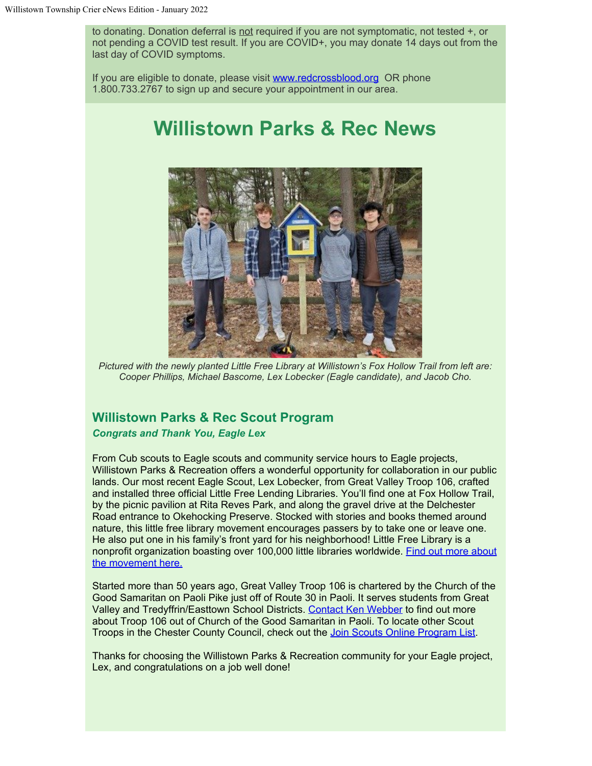to donating. Donation deferral is not required if you are not symptomatic, not tested +, or not pending a COVID test result. If you are COVID+, you may donate 14 days out from the last day of COVID symptoms.

If you are eligible to donate, please visit [www.redcrossblood.org](www.redcrossblood.org) OR phone 1.800.733.2767 to sign up and secure your appointment in our area.

# Willistown Parks & Rec News

*Pictured with the newly planted Little Free Library at Willistown's Fox Hollow Trail from left are: Cooper Phillips, Michael Bascome, Lex Lobecker (Eagle candidate), and Jacob Cho.*

## Willistown Parks & Rec Scout Program

***Congrats and Thank You, Eagle Lex***

From Cub scouts to Eagle scouts and community service hours to Eagle projects, Willistown Parks & Recreation offers a wonderful opportunity for collaboration in our public lands. Our most recent Eagle Scout, Lex Lobecker, from Great Valley Troop 106, crafted and installed three official Little Free Lending Libraries. You'll find one at Fox Hollow Trail, by the picnic pavilion at Rita Reves Park, and along the gravel drive at the Delchester Road entrance to Okehocking Preserve. Stocked with stories and books themed around nature, this little free library movement encourages passers by to take one or leave one. He also put one in his family's front yard for his neighborhood! Little Free Library is a nonprofit organization boasting over 100,000 little libraries worldwide. Find out more about the movement here.

Started more than 50 years ago, Great Valley Troop 106 is chartered by the Church of the Good Samaritan on Paoli Pike just off of Route 30 in Paoli. It serves students from Great Valley and Tredyffrin/Easttown School Districts. Contact Ken Webber to find out more about Troop 106 out of Church of the Good Samaritan in Paoli. To locate other Scout Troops in the Chester County Council, check out the Join Scouts Online Program List.

Thanks for choosing the Willistown Parks & Recreation community for your Eagle project, Lex, and congratulations on a job well done!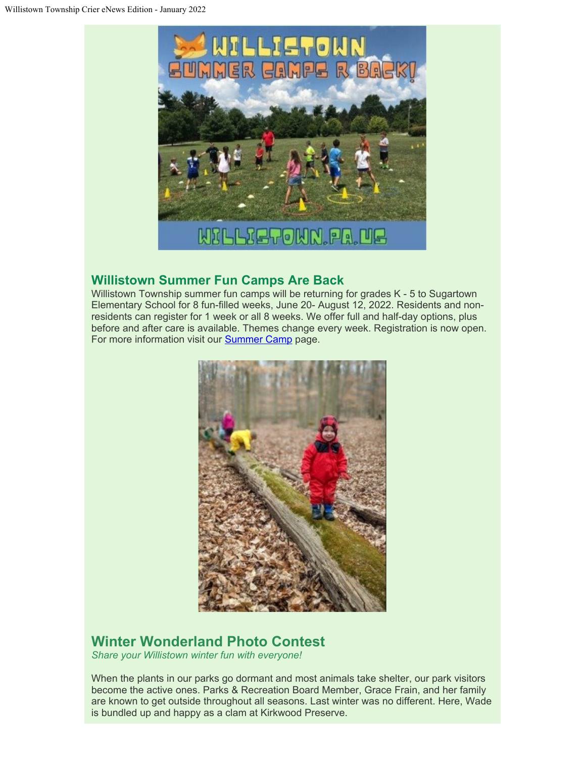## Willistown Summer Fun Camps Are Back

Willistown Township summer fun camps will be returning for grades K - 5 to Sugartown Elementary School for 8 fun-filled weeks, June 20- August 12, 2022. Residents and non-residents can register for 1 week or all 8 weeks. We offer full and half-day options, plus before and after care is available. Themes change every week. Registration is now open. For more information visit our Summer Camp page.

## Winter Wonderland Photo Contest

*Share your Willistown winter fun with everyone!*

When the plants in our parks go dormant and most animals take shelter, our park visitors become the active ones. Parks & Recreation Board Member, Grace Frain, and her family are known to get outside throughout all seasons. Last winter was no different. Here, Wade is bundled up and happy as a clam at Kirkwood Preserve.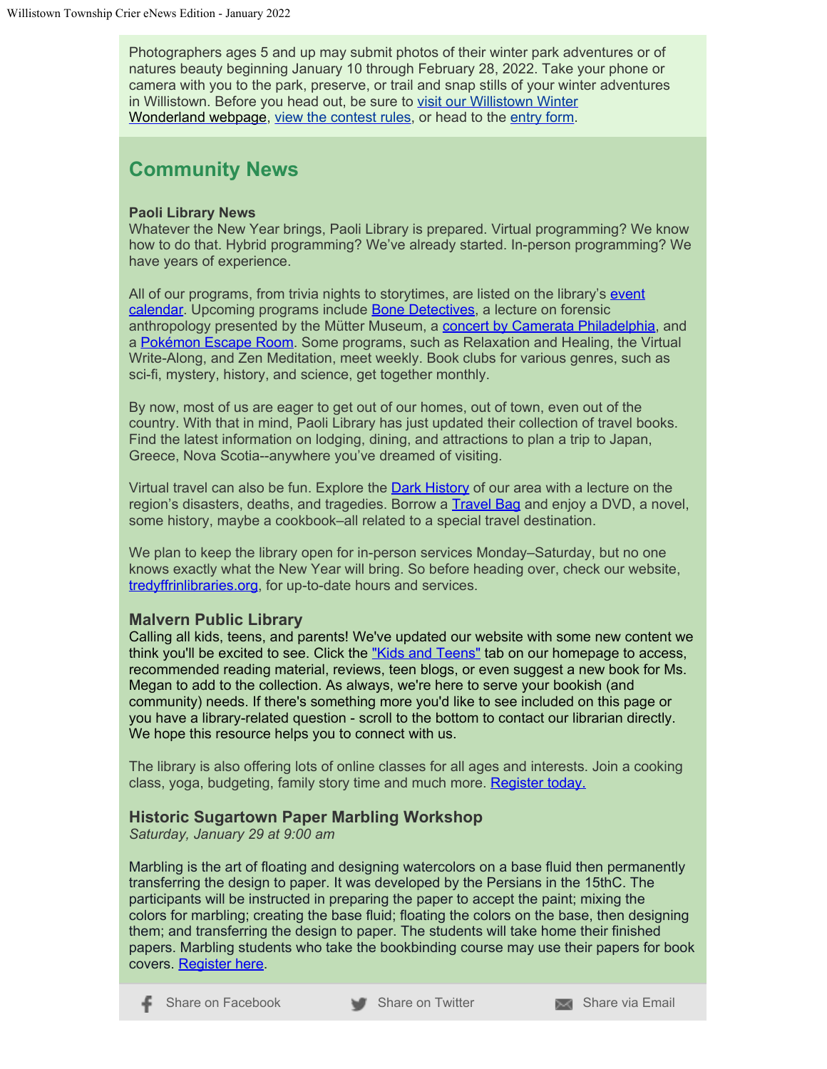Photographers ages 5 and up may submit photos of their winter park adventures or of natures beauty beginning January 10 through February 28, 2022. Take your phone or camera with you to the park, preserve, or trail and snap stills of your winter adventures in Willistown. Before you head out, be sure to visit our Willistown Winter Wonderland webpage, view the contest rules, or head to the entry form.

## Community News

**Paoli Library News**

Whatever the New Year brings, Paoli Library is prepared. Virtual programming? We know how to do that. Hybrid programming? We've already started. In-person programming? We have years of experience.

All of our programs, from trivia nights to storytimes, are listed on the library's event calendar. Upcoming programs include Bone Detectives, a lecture on forensic anthropology presented by the Mütter Museum, a concert by Camerata Philadelphia, and a Pokémon Escape Room. Some programs, such as Relaxation and Healing, the Virtual Write-Along, and Zen Meditation, meet weekly. Book clubs for various genres, such as sci-fi, mystery, history, and science, get together monthly.

By now, most of us are eager to get out of our homes, out of town, even out of the country. With that in mind, Paoli Library has just updated their collection of travel books. Find the latest information on lodging, dining, and attractions to plan a trip to Japan, Greece, Nova Scotia--anywhere you've dreamed of visiting.

Virtual travel can also be fun. Explore the Dark History of our area with a lecture on the region's disasters, deaths, and tragedies. Borrow a Travel Bag and enjoy a DVD, a novel, some history, maybe a cookbook–all related to a special travel destination.

We plan to keep the library open for in-person services Monday–Saturday, but no one knows exactly what the New Year will bring. So before heading over, check our website, tredyffrinlibraries.org, for up-to-date hours and services.

### Malvern Public Library

Calling all kids, teens, and parents! We've updated our website with some new content we think you'll be excited to see. Click the "Kids and Teens" tab on our homepage to access, recommended reading material, reviews, teen blogs, or even suggest a new book for Ms. Megan to add to the collection. As always, we're here to serve your bookish (and community) needs. If there's something more you'd like to see included on this page or you have a library-related question - scroll to the bottom to contact our librarian directly. We hope this resource helps you to connect with us.

The library is also offering lots of online classes for all ages and interests. Join a cooking class, yoga, budgeting, family story time and much more. Register today.

### Historic Sugartown Paper Marbling Workshop

*Saturday, January 29 at 9:00 am*

Marbling is the art of floating and designing watercolors on a base fluid then permanently transferring the design to paper. It was developed by the Persians in the 15thC. The participants will be instructed in preparing the paper to accept the paint; mixing the colors for marbling; creating the base fluid; floating the colors on the base, then designing them; and transferring the design to paper. The students will take home their finished papers. Marbling students who take the bookbinding course may use their papers for book covers. Register here.

Share on Facebook | Share on Twitter | Share via Email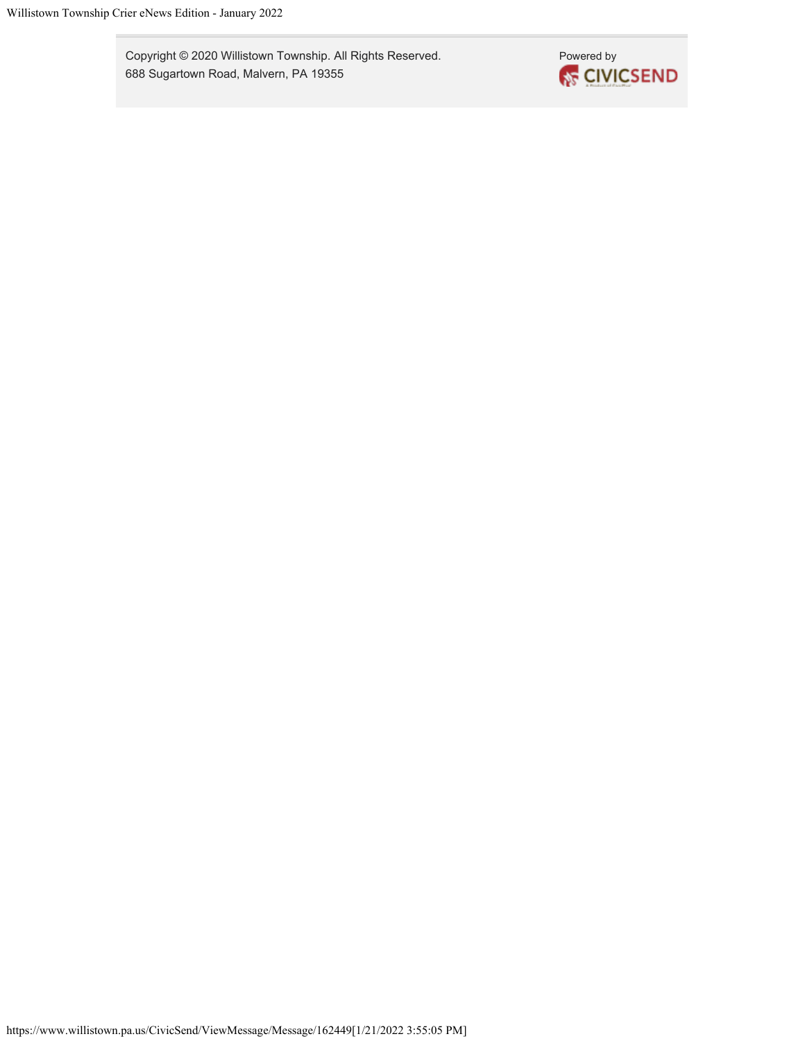Copyright © 2020 Willistown Township. All Rights Reserved.
688 Sugartown Road, Malvern, PA 19355

Powered by CIVICSEND